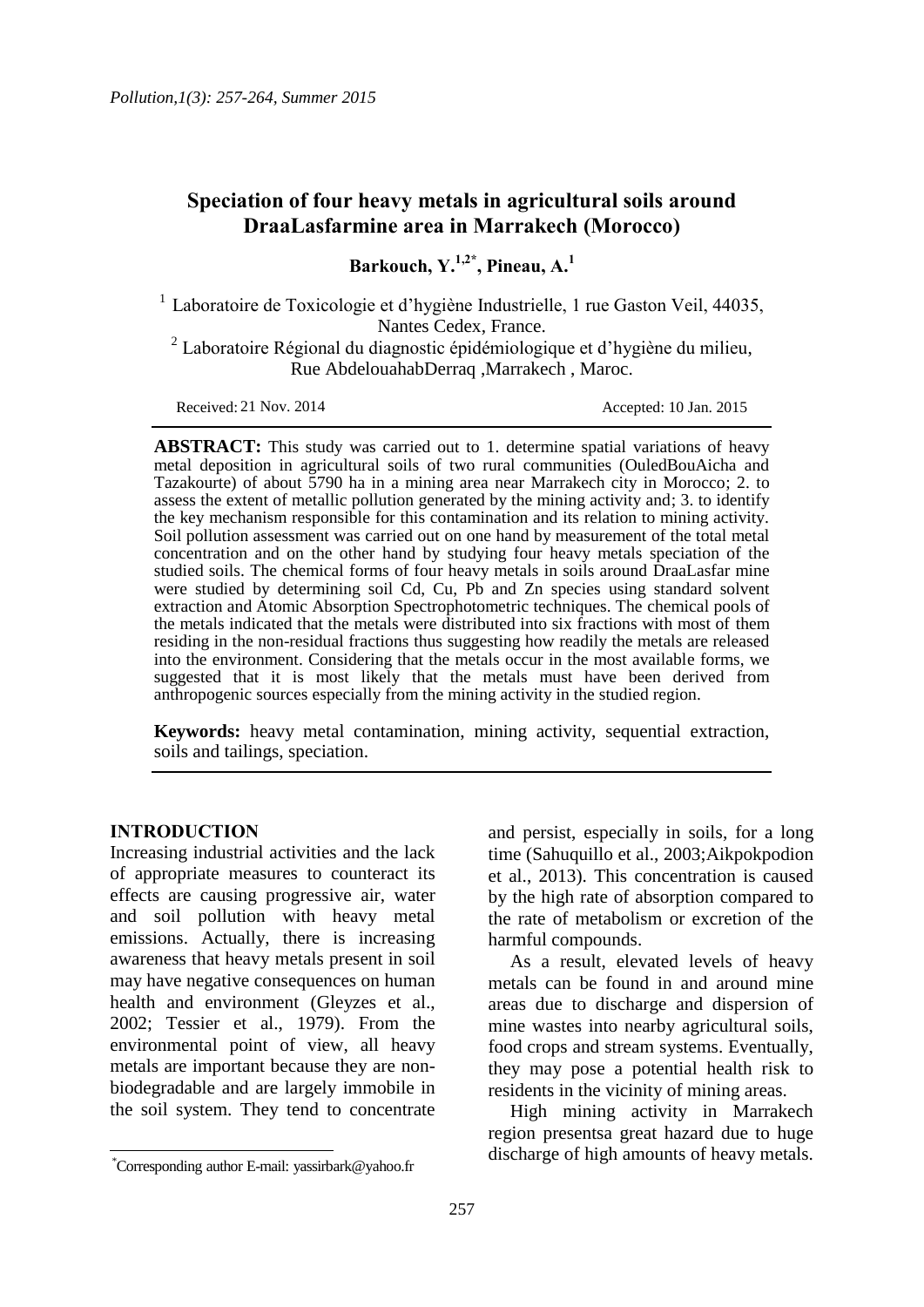# Speciation of four heavy metals in agricultural soils around DraaLasfarmine area in Marrakech (Morocco)

**Barkouch, Y.[1,2*], Pineau, A.[1]**

[1] Laboratoire de Toxicologie et d'hygiène Industrielle, 1 rue Gaston Veil, 44035, Nantes Cedex, France.

[2] Laboratoire Régional du diagnostic épidémiologique et d'hygiène du milieu, Rue AbdelouahabDerraq ,Marrakech , Maroc.

Received: 21 Nov. 2014 Accepted: 10 Jan. 2015

**ABSTRACT:** This study was carried out to 1. determine spatial variations of heavy metal deposition in agricultural soils of two rural communities (OuledBouAicha and Tazakourte) of about 5790 ha in a mining area near Marrakech city in Morocco; 2. to assess the extent of metallic pollution generated by the mining activity and; 3. to identify the key mechanism responsible for this contamination and its relation to mining activity. Soil pollution assessment was carried out on one hand by measurement of the total metal concentration and on the other hand by studying four heavy metals speciation of the studied soils. The chemical forms of four heavy metals in soils around DraaLasfar mine were studied by determining soil Cd, Cu, Pb and Zn species using standard solvent extraction and Atomic Absorption Spectrophotometric techniques. The chemical pools of the metals indicated that the metals were distributed into six fractions with most of them residing in the non-residual fractions thus suggesting how readily the metals are released into the environment. Considering that the metals occur in the most available forms, we suggested that it is most likely that the metals must have been derived from anthropogenic sources especially from the mining activity in the studied region.

**Keywords:** heavy metal contamination, mining activity, sequential extraction, soils and tailings, speciation.

## INTRODUCTION

Increasing industrial activities and the lack of appropriate measures to counteract its effects are causing progressive air, water and soil pollution with heavy metal emissions. Actually, there is increasing awareness that heavy metals present in soil may have negative consequences on human health and environment (Gleyzes et al., 2002; Tessier et al., 1979). From the environmental point of view, all heavy metals are important because they are non-biodegradable and are largely immobile in the soil system. They tend to concentrate and persist, especially in soils, for a long time (Sahuquillo et al., 2003;Aikpokpodion et al., 2013). This concentration is caused by the high rate of absorption compared to the rate of metabolism or excretion of the harmful compounds.

As a result, elevated levels of heavy metals can be found in and around mine areas due to discharge and dispersion of mine wastes into nearby agricultural soils, food crops and stream systems. Eventually, they may pose a potential health risk to residents in the vicinity of mining areas.

High mining activity in Marrakech region presentsa great hazard due to huge discharge of high amounts of heavy metals.

*Corresponding author E-mail: yassirbark@yahoo.fr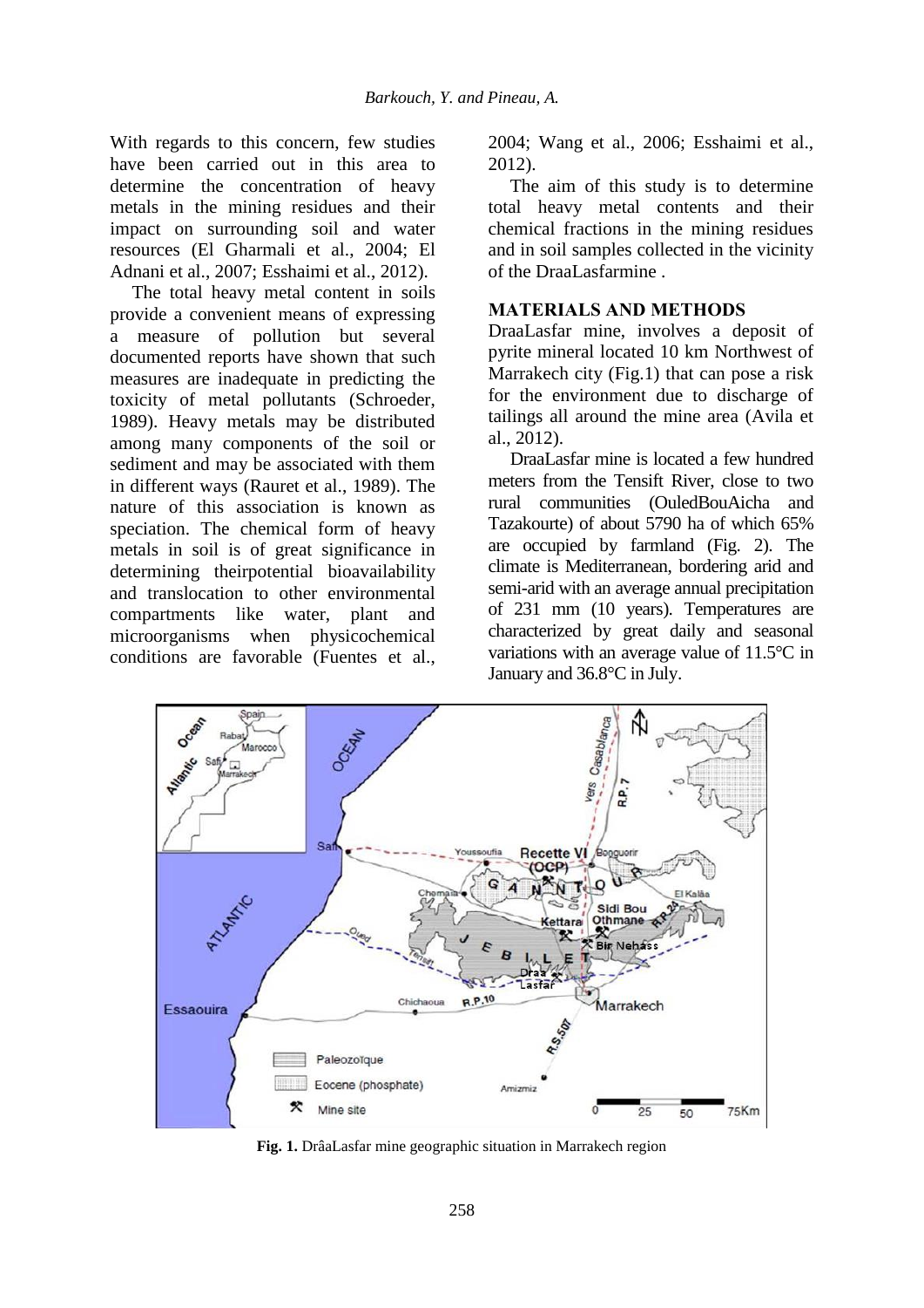With regards to this concern, few studies have been carried out in this area to determine the concentration of heavy metals in the mining residues and their impact on surrounding soil and water resources (El Gharmali et al., 2004; El Adnani et al., 2007; Esshaimi et al., 2012).

The total heavy metal content in soils provide a convenient means of expressing a measure of pollution but several documented reports have shown that such measures are inadequate in predicting the toxicity of metal pollutants (Schroeder, 1989). Heavy metals may be distributed among many components of the soil or sediment and may be associated with them in different ways (Rauret et al., 1989). The nature of this association is known as speciation. The chemical form of heavy metals in soil is of great significance in determining theirpotential bioavailability and translocation to other environmental compartments like water, plant and microorganisms when physicochemical conditions are favorable (Fuentes et al., 2004; Wang et al., 2006; Esshaimi et al., 2012).

The aim of this study is to determine total heavy metal contents and their chemical fractions in the mining residues and in soil samples collected in the vicinity of the DraaLasfarmine .

## MATERIALS AND METHODS

DraaLasfar mine, involves a deposit of pyrite mineral located 10 km Northwest of Marrakech city (Fig.1) that can pose a risk for the environment due to discharge of tailings all around the mine area (Avila et al., 2012).

DraaLasfar mine is located a few hundred meters from the Tensift River, close to two rural communities (OuledBouAicha and Tazakourte) of about 5790 ha of which 65% are occupied by farmland (Fig. 2). The climate is Mediterranean, bordering arid and semi-arid with an average annual precipitation of 231 mm (10 years). Temperatures are characterized by great daily and seasonal variations with an average value of 11.5°C in January and 36.8°C in July.

**Fig. 1.** DrâaLasfar mine geographic situation in Marrakech region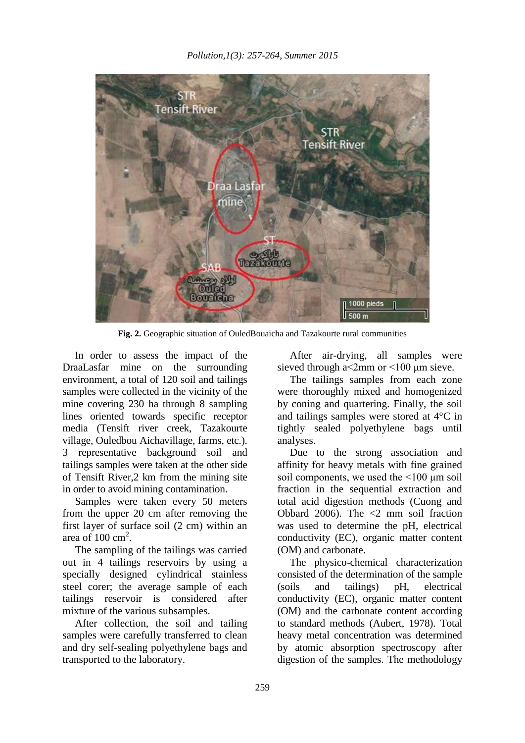**Fig. 2.** Geographic situation of OuledBouaicha and Tazakourte rural communities

In order to assess the impact of the DraaLasfar mine on the surrounding environment, a total of 120 soil and tailings samples were collected in the vicinity of the mine covering 230 ha through 8 sampling lines oriented towards specific receptor media (Tensift river creek, Tazakourte village, Ouledbou Aichavillage, farms, etc.). 3 representative background soil and tailings samples were taken at the other side of Tensift River,2 km from the mining site in order to avoid mining contamination.

Samples were taken every 50 meters from the upper 20 cm after removing the first layer of surface soil (2 cm) within an area of 100 $cm^2$.

The sampling of the tailings was carried out in 4 tailings reservoirs by using a specially designed cylindrical stainless steel corer; the average sample of each tailings reservoir is considered after mixture of the various subsamples.

After collection, the soil and tailing samples were carefully transferred to clean and dry self-sealing polyethylene bags and transported to the laboratory.

After air-drying, all samples were sieved through a<2mm or <100 μm sieve.

The tailings samples from each zone were thoroughly mixed and homogenized by coning and quartering. Finally, the soil and tailings samples were stored at 4°C in tightly sealed polyethylene bags until analyses.

Due to the strong association and affinity for heavy metals with fine grained soil components, we used the <100 μm soil fraction in the sequential extraction and total acid digestion methods (Cuong and Obbard 2006). The <2 mm soil fraction was used to determine the pH, electrical conductivity (EC), organic matter content (OM) and carbonate.

The physico-chemical characterization consisted of the determination of the sample (soils and tailings) pH, electrical conductivity (EC), organic matter content (OM) and the carbonate content according to standard methods (Aubert, 1978). Total heavy metal concentration was determined by atomic absorption spectroscopy after digestion of the samples. The methodology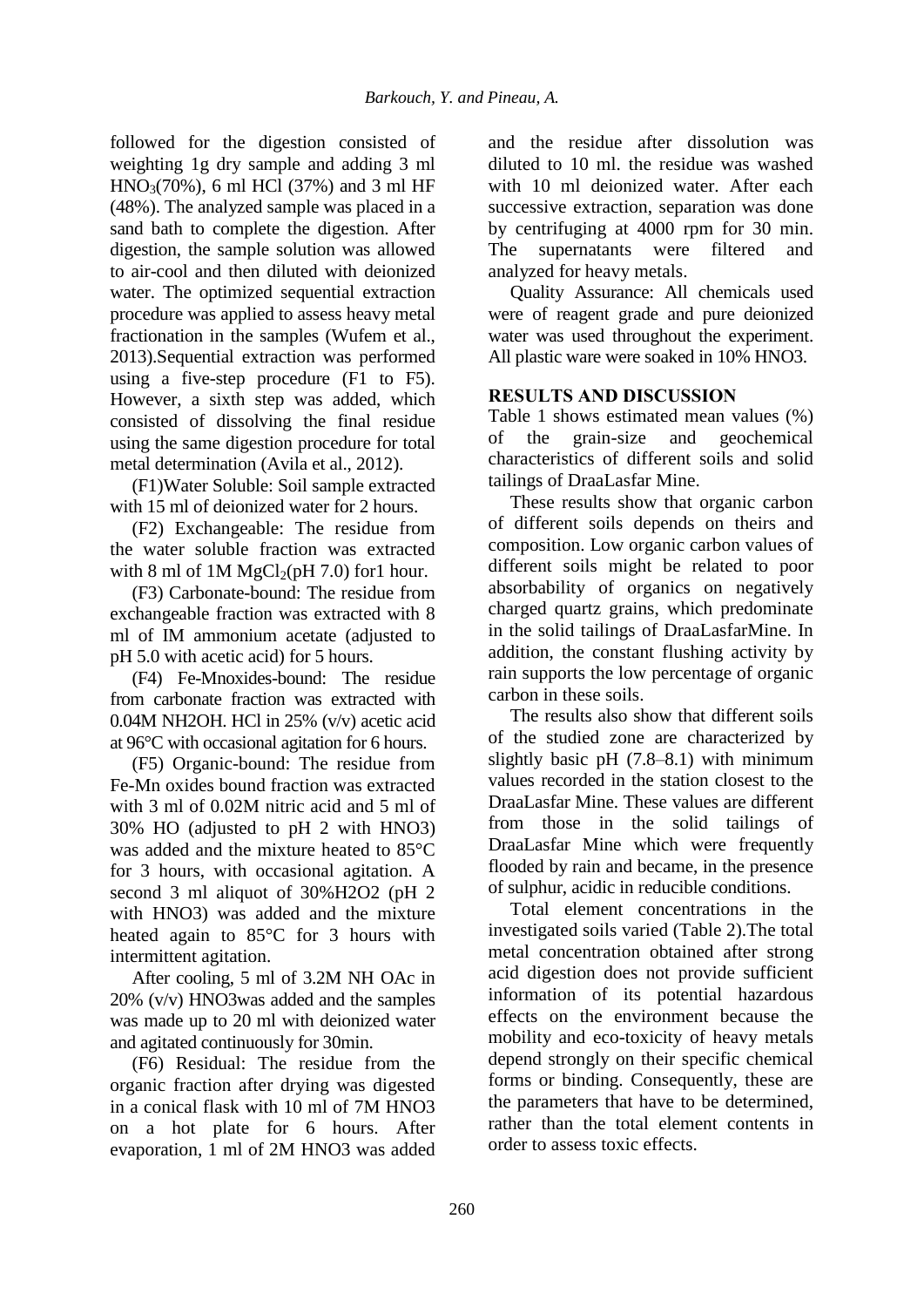followed for the digestion consisted of weighting 1g dry sample and adding 3 ml $HNO_3$(70%), 6 ml HCl (37%) and 3 ml HF (48%). The analyzed sample was placed in a sand bath to complete the digestion. After digestion, the sample solution was allowed to air-cool and then diluted with deionized water. The optimized sequential extraction procedure was applied to assess heavy metal fractionation in the samples (Wufem et al., 2013).Sequential extraction was performed using a five-step procedure (F1 to F5). However, a sixth step was added, which consisted of dissolving the final residue using the same digestion procedure for total metal determination (Avila et al., 2012).

(F1)Water Soluble: Soil sample extracted with 15 ml of deionized water for 2 hours.

(F2) Exchangeable: The residue from the water soluble fraction was extracted with 8 ml of 1M $MgCl_2$(pH 7.0) for1 hour.

(F3) Carbonate-bound: The residue from exchangeable fraction was extracted with 8 ml of IM ammonium acetate (adjusted to pH 5.0 with acetic acid) for 5 hours.

(F4) Fe-Mnoxides-bound: The residue from carbonate fraction was extracted with 0.04M NH2OH. HCl in 25% (v/v) acetic acid at 96°C with occasional agitation for 6 hours.

(F5) Organic-bound: The residue from Fe-Mn oxides bound fraction was extracted with 3 ml of 0.02M nitric acid and 5 ml of 30% HO (adjusted to pH 2 with HNO3) was added and the mixture heated to 85°C for 3 hours, with occasional agitation. A second 3 ml aliquot of 30%H2O2 (pH 2 with HNO3) was added and the mixture heated again to 85°C for 3 hours with intermittent agitation.

After cooling, 5 ml of 3.2M NH OAc in 20% (v/v) HNO3was added and the samples was made up to 20 ml with deionized water and agitated continuously for 30min.

(F6) Residual: The residue from the organic fraction after drying was digested in a conical flask with 10 ml of 7M HNO3 on a hot plate for 6 hours. After evaporation, 1 ml of 2M HNO3 was added and the residue after dissolution was diluted to 10 ml. the residue was washed with 10 ml deionized water. After each successive extraction, separation was done by centrifuging at 4000 rpm for 30 min. The supernatants were filtered and analyzed for heavy metals.

Quality Assurance: All chemicals used were of reagent grade and pure deionized water was used throughout the experiment. All plastic ware were soaked in 10% HNO3.

## RESULTS AND DISCUSSION

Table 1 shows estimated mean values (%) of the grain-size and geochemical characteristics of different soils and solid tailings of DraaLasfar Mine.

These results show that organic carbon of different soils depends on theirs and composition. Low organic carbon values of different soils might be related to poor absorbability of organics on negatively charged quartz grains, which predominate in the solid tailings of DraaLasfarMine. In addition, the constant flushing activity by rain supports the low percentage of organic carbon in these soils.

The results also show that different soils of the studied zone are characterized by slightly basic pH (7.8–8.1) with minimum values recorded in the station closest to the DraaLasfar Mine. These values are different from those in the solid tailings of DraaLasfar Mine which were frequently flooded by rain and became, in the presence of sulphur, acidic in reducible conditions.

Total element concentrations in the investigated soils varied (Table 2).The total metal concentration obtained after strong acid digestion does not provide sufficient information of its potential hazardous effects on the environment because the mobility and eco-toxicity of heavy metals depend strongly on their specific chemical forms or binding. Consequently, these are the parameters that have to be determined, rather than the total element contents in order to assess toxic effects.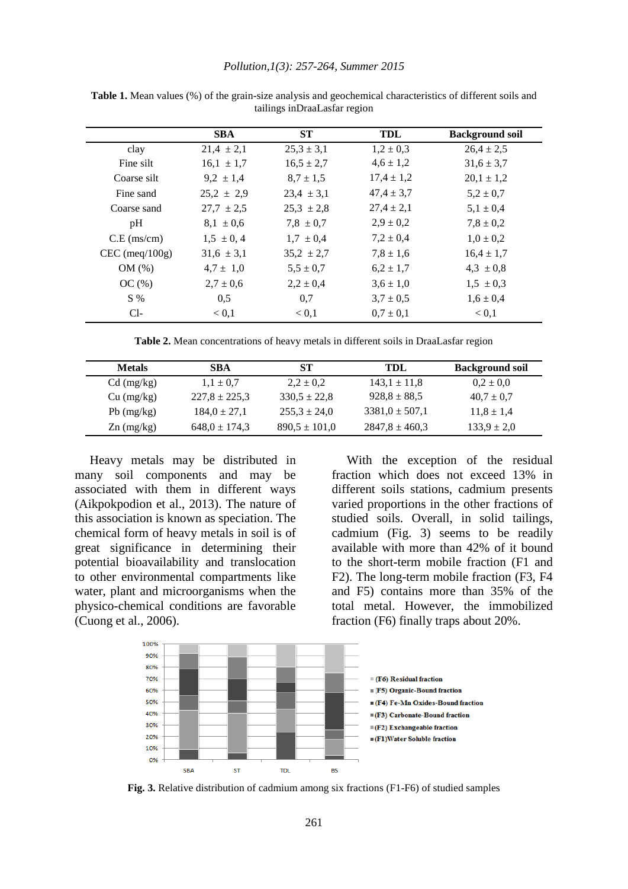**Table 1.** Mean values (%) of the grain-size analysis and geochemical characteristics of different soils and tailings inDraaLasfar region

| | **SBA** | **ST** | **TDL** | **Background soil** |
|---|---|---|---|---|
| clay | 21,4 ± 2,1 | 25,3 ± 3,1 | 1,2 ± 0,3 | 26,4 ± 2,5 |
| Fine silt | 16,1 ± 1,7 | 16,5 ± 2,7 | 4,6 ± 1,2 | 31,6 ± 3,7 |
| Coarse silt | 9,2 ± 1,4 | 8,7 ± 1,5 | 17,4 ± 1,2 | 20,1 ± 1,2 |
| Fine sand | 25,2 ± 2,9 | 23,4 ± 3,1 | 47,4 ± 3,7 | 5,2 ± 0,7 |
| Coarse sand | 27,7 ± 2,5 | 25,3 ± 2,8 | 27,4 ± 2,1 | 5,1 ± 0,4 |
| pH | 8,1 ± 0,6 | 7,8 ± 0,7 | 2,9 ± 0,2 | 7,8 ± 0,2 |
| C.E (ms/cm) | 1,5 ± 0, 4 | 1,7 ± 0,4 | 7,2 ± 0,4 | 1,0 ± 0,2 |
| CEC (meq/100g) | 31,6 ± 3,1 | 35,2 ± 2,7 | 7,8 ± 1,6 | 16,4 ± 1,7 |
| OM (%) | 4,7 ± 1,0 | 5,5 ± 0,7 | 6,2 ± 1,7 | 4,3 ± 0,8 |
| OC (%) | 2,7 ± 0,6 | 2,2 ± 0,4 | 3,6 ± 1,0 | 1,5 ± 0,3 |
| S % | 0,5 | 0,7 | 3,7 ± 0,5 | 1,6 ± 0,4 |
| Cl- | < 0,1 | < 0,1 | 0,7 ± 0,1 | < 0,1 |

**Table 2.** Mean concentrations of heavy metals in different soils in DraaLasfar region

| **Metals** | **SBA** | **ST** | **TDL** | **Background soil** |
|---|---|---|---|---|
| Cd (mg/kg) | 1,1 ± 0,7 | 2,2 ± 0,2 | 143,1 ± 11,8 | 0,2 ± 0,0 |
| Cu (mg/kg) | 227,8 ± 225,3 | 330,5 ± 22,8 | 928,8 ± 88,5 | 40,7 ± 0,7 |
| Pb (mg/kg) | 184,0 ± 27,1 | 255,3 ± 24,0 | 3381,0 ± 507,1 | 11,8 ± 1,4 |
| Zn (mg/kg) | 648,0 ± 174,3 | 890,5 ± 101,0 | 2847,8 ± 460,3 | 133,9 ± 2,0 |

Heavy metals may be distributed in many soil components and may be associated with them in different ways (Aikpokpodion et al., 2013). The nature of this association is known as speciation. The chemical form of heavy metals in soil is of great significance in determining their potential bioavailability and translocation to other environmental compartments like water, plant and microorganisms when the physico-chemical conditions are favorable (Cuong et al., 2006).

With the exception of the residual fraction which does not exceed 13% in different soils stations, cadmium presents varied proportions in the other fractions of studied soils. Overall, in solid tailings, cadmium (Fig. 3) seems to be readily available with more than 42% of it bound to the short-term mobile fraction (F1 and F2). The long-term mobile fraction (F3, F4 and F5) contains more than 35% of the total metal. However, the immobilized fraction (F6) finally traps about 20%.

**Fig. 3.** Relative distribution of cadmium among six fractions (F1-F6) of studied samples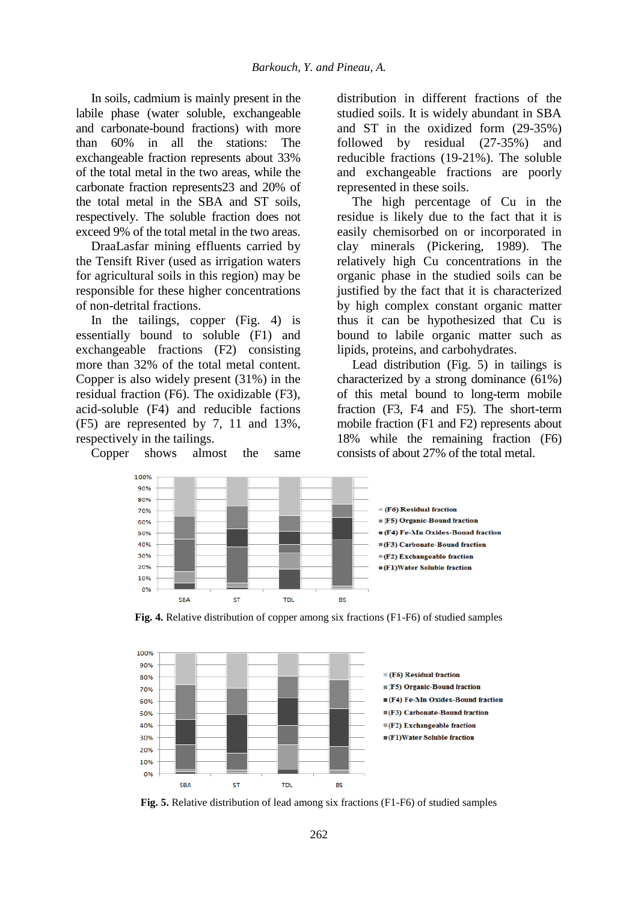In soils, cadmium is mainly present in the labile phase (water soluble, exchangeable and carbonate-bound fractions) with more than 60% in all the stations: The exchangeable fraction represents about 33% of the total metal in the two areas, while the carbonate fraction represents23 and 20% of the total metal in the SBA and ST soils, respectively. The soluble fraction does not exceed 9% of the total metal in the two areas.

DraaLasfar mining effluents carried by the Tensift River (used as irrigation waters for agricultural soils in this region) may be responsible for these higher concentrations of non-detrital fractions.

In the tailings, copper (Fig. 4) is essentially bound to soluble (F1) and exchangeable fractions (F2) consisting more than 32% of the total metal content. Copper is also widely present (31%) in the residual fraction (F6). The oxidizable (F3), acid-soluble (F4) and reducible fractions (F5) are represented by 7, 11 and 13%, respectively in the tailings.

Copper shows almost the same distribution in different fractions of the studied soils. It is widely abundant in SBA and ST in the oxidized form (29-35%) followed by residual (27-35%) and reducible fractions (19-21%). The soluble and exchangeable fractions are poorly represented in these soils.

The high percentage of Cu in the residue is likely due to the fact that it is easily chemisorbed on or incorporated in clay minerals (Pickering, 1989). The relatively high Cu concentrations in the organic phase in the studied soils can be justified by the fact that it is characterized by high complex constant organic matter thus it can be hypothesized that Cu is bound to labile organic matter such as lipids, proteins, and carbohydrates.

Lead distribution (Fig. 5) in tailings is characterized by a strong dominance (61%) of this metal bound to long-term mobile fraction (F3, F4 and F5). The short-term mobile fraction (F1 and F2) represents about 18% while the remaining fraction (F6) consists of about 27% of the total metal.

**Fig. 4.** Relative distribution of copper among six fractions (F1-F6) of studied samples

**Fig. 5.** Relative distribution of lead among six fractions (F1-F6) of studied samples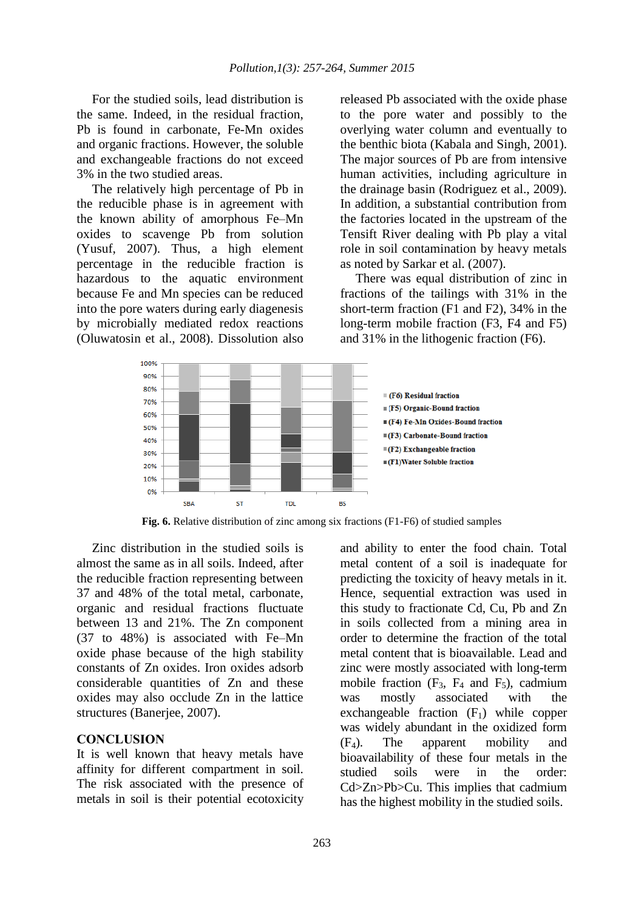For the studied soils, lead distribution is the same. Indeed, in the residual fraction, Pb is found in carbonate, Fe-Mn oxides and organic fractions. However, the soluble and exchangeable fractions do not exceed 3% in the two studied areas.

The relatively high percentage of Pb in the reducible phase is in agreement with the known ability of amorphous Fe–Mn oxides to scavenge Pb from solution (Yusuf, 2007). Thus, a high element percentage in the reducible fraction is hazardous to the aquatic environment because Fe and Mn species can be reduced into the pore waters during early diagenesis by microbially mediated redox reactions (Oluwatosin et al., 2008). Dissolution also released Pb associated with the oxide phase to the pore water and possibly to the overlying water column and eventually to the benthic biota (Kabala and Singh, 2001). The major sources of Pb are from intensive human activities, including agriculture in the drainage basin (Rodriguez et al., 2009). In addition, a substantial contribution from the factories located in the upstream of the Tensift River dealing with Pb play a vital role in soil contamination by heavy metals as noted by Sarkar et al. (2007).

There was equal distribution of zinc in fractions of the tailings with 31% in the short-term fraction (F1 and F2), 34% in the long-term mobile fraction (F3, F4 and F5) and 31% in the lithogenic fraction (F6).

**Fig. 6.** Relative distribution of zinc among six fractions (F1-F6) of studied samples

Zinc distribution in the studied soils is almost the same as in all soils. Indeed, after the reducible fraction representing between 37 and 48% of the total metal, carbonate, organic and residual fractions fluctuate between 13 and 21%. The Zn component (37 to 48%) is associated with Fe–Mn oxide phase because of the high stability constants of Zn oxides. Iron oxides adsorb considerable quantities of Zn and these oxides may also occlude Zn in the lattice structures (Banerjee, 2007).

## CONCLUSION

It is well known that heavy metals have affinity for different compartment in soil. The risk associated with the presence of metals in soil is their potential ecotoxicity and ability to enter the food chain. Total metal content of a soil is inadequate for predicting the toxicity of heavy metals in it. Hence, sequential extraction was used in this study to fractionate Cd, Cu, Pb and Zn in soils collected from a mining area in order to determine the fraction of the total metal content that is bioavailable. Lead and zinc were mostly associated with long-term mobile fraction ($F_3$, $F_4$ and $F_5$), cadmium was mostly associated with the exchangeable fraction ($F_1$) while copper was widely abundant in the oxidized form ($F_4$). The apparent mobility and bioavailability of these four metals in the studied soils were in the order: Cd>Zn>Pb>Cu. This implies that cadmium has the highest mobility in the studied soils.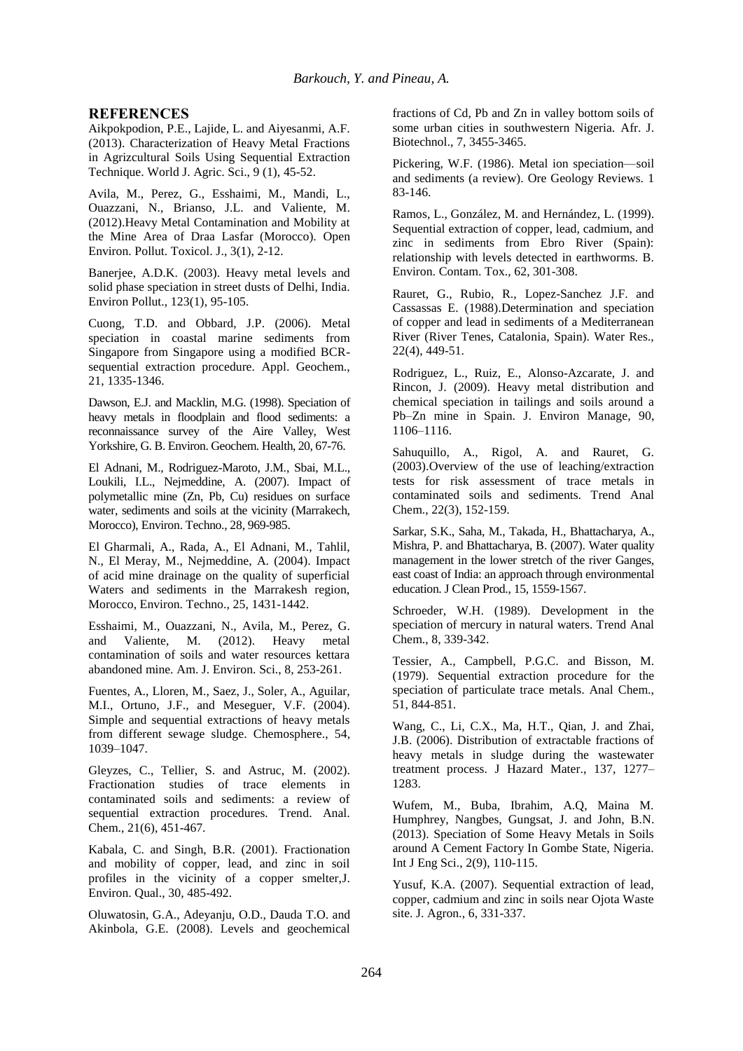## REFERENCES

Aikpokpodion, P.E., Lajide, L. and Aiyesanmi, A.F. (2013). Characterization of Heavy Metal Fractions in Agrizcultural Soils Using Sequential Extraction Technique. World J. Agric. Sci., 9 (1), 45-52.

Avila, M., Perez, G., Esshaimi, M., Mandi, L., Ouazzani, N., Brianso, J.L. and Valiente, M. (2012).Heavy Metal Contamination and Mobility at the Mine Area of Draa Lasfar (Morocco). Open Environ. Pollut. Toxicol. J., 3(1), 2-12.

Banerjee, A.D.K. (2003). Heavy metal levels and solid phase speciation in street dusts of Delhi, India. Environ Pollut., 123(1), 95-105.

Cuong, T.D. and Obbard, J.P. (2006). Metal speciation in coastal marine sediments from Singapore from Singapore using a modified BCR-sequential extraction procedure. Appl. Geochem., 21, 1335-1346.

Dawson, E.J. and Macklin, M.G. (1998). Speciation of heavy metals in floodplain and flood sediments: a reconnaissance survey of the Aire Valley, West Yorkshire, G. B. Environ. Geochem. Health, 20, 67-76.

El Adnani, M., Rodriguez-Maroto, J.M., Sbai, M.L., Loukili, I.L., Nejmeddine, A. (2007). Impact of polymetallic mine (Zn, Pb, Cu) residues on surface water, sediments and soils at the vicinity (Marrakech, Morocco), Environ. Techno., 28, 969-985.

El Gharmali, A., Rada, A., El Adnani, M., Tahlil, N., El Meray, M., Nejmeddine, A. (2004). Impact of acid mine drainage on the quality of superficial Waters and sediments in the Marrakesh region, Morocco, Environ. Techno., 25, 1431-1442.

Esshaimi, M., Ouazzani, N., Avila, M., Perez, G. and Valiente, M. (2012). Heavy metal contamination of soils and water resources kettara abandoned mine. Am. J. Environ. Sci., 8, 253-261.

Fuentes, A., Lloren, M., Saez, J., Soler, A., Aguilar, M.I., Ortuno, J.F., and Meseguer, V.F. (2004). Simple and sequential extractions of heavy metals from different sewage sludge. Chemosphere., 54, 1039–1047.

Gleyzes, C., Tellier, S. and Astruc, M. (2002). Fractionation studies of trace elements in contaminated soils and sediments: a review of sequential extraction procedures. Trend. Anal. Chem., 21(6), 451-467.

Kabala, C. and Singh, B.R. (2001). Fractionation and mobility of copper, lead, and zinc in soil profiles in the vicinity of a copper smelter,J. Environ. Qual., 30, 485-492.

Oluwatosin, G.A., Adeyanju, O.D., Dauda T.O. and Akinbola, G.E. (2008). Levels and geochemical fractions of Cd, Pb and Zn in valley bottom soils of some urban cities in southwestern Nigeria. Afr. J. Biotechnol., 7, 3455-3465.

Pickering, W.F. (1986). Metal ion speciation—soil and sediments (a review). Ore Geology Reviews. 1 83-146.

Ramos, L., González, M. and Hernández, L. (1999). Sequential extraction of copper, lead, cadmium, and zinc in sediments from Ebro River (Spain): relationship with levels detected in earthworms. B. Environ. Contam. Tox., 62, 301-308.

Rauret, G., Rubio, R., Lopez-Sanchez J.F. and Cassassas E. (1988).Determination and speciation of copper and lead in sediments of a Mediterranean River (River Tenes, Catalonia, Spain). Water Res., 22(4), 449-51.

Rodriguez, L., Ruiz, E., Alonso-Azcarate, J. and Rincon, J. (2009). Heavy metal distribution and chemical speciation in tailings and soils around a Pb–Zn mine in Spain. J. Environ Manage, 90, 1106–1116.

Sahuquillo, A., Rigol, A. and Rauret, G. (2003).Overview of the use of leaching/extraction tests for risk assessment of trace metals in contaminated soils and sediments. Trend Anal Chem., 22(3), 152-159.

Sarkar, S.K., Saha, M., Takada, H., Bhattacharya, A., Mishra, P. and Bhattacharya, B. (2007). Water quality management in the lower stretch of the river Ganges, east coast of India: an approach through environmental education. J Clean Prod., 15, 1559-1567.

Schroeder, W.H. (1989). Development in the speciation of mercury in natural waters. Trend Anal Chem., 8, 339-342.

Tessier, A., Campbell, P.G.C. and Bisson, M. (1979). Sequential extraction procedure for the speciation of particulate trace metals. Anal Chem., 51, 844-851.

Wang, C., Li, C.X., Ma, H.T., Qian, J. and Zhai, J.B. (2006). Distribution of extractable fractions of heavy metals in sludge during the wastewater treatment process. J Hazard Mater., 137, 1277–1283.

Wufem, M., Buba, Ibrahim, A.Q, Maina M. Humphrey, Nangbes, Gungsat, J. and John, B.N. (2013). Speciation of Some Heavy Metals in Soils around A Cement Factory In Gombe State, Nigeria. Int J Eng Sci., 2(9), 110-115.

Yusuf, K.A. (2007). Sequential extraction of lead, copper, cadmium and zinc in soils near Ojota Waste site. J. Agron., 6, 331-337.